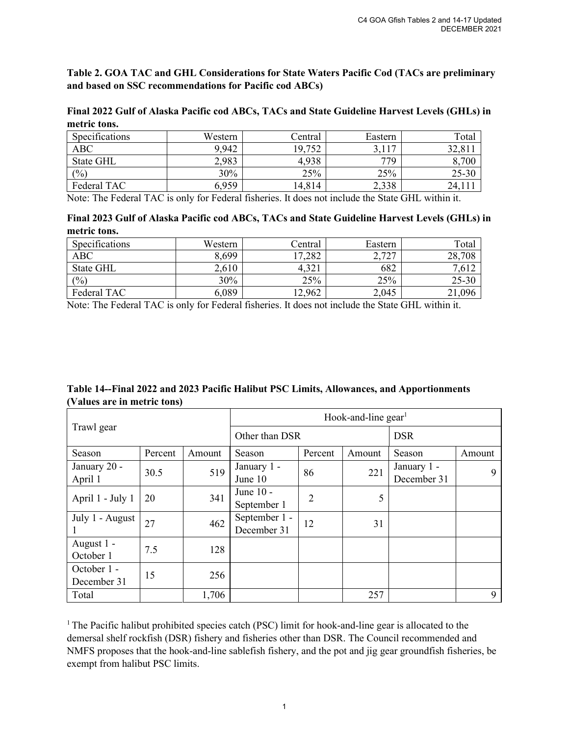**Table 2. GOA TAC and GHL Considerations for State Waters Pacific Cod (TACs are preliminary and based on SSC recommendations for Pacific cod ABCs)**

**Final 2022 Gulf of Alaska Pacific cod ABCs, TACs and State Guideline Harvest Levels (GHLs) in metric tons.**

| Specifications | Western | Central | Eastern | Total |
|---|---|---|---|---|
| ABC | 9,942 | 19,752 | 3,117 | 32,811 |
| State GHL | 2,983 | 4,938 | 779 | 8,700 |
| (%) | 30% | 25% | 25% | 25-30 |
| Federal TAC | 6,959 | 14,814 | 2,338 | 24,111 |

Note: The Federal TAC is only for Federal fisheries. It does not include the State GHL within it.

**Final 2023 Gulf of Alaska Pacific cod ABCs, TACs and State Guideline Harvest Levels (GHLs) in metric tons.**

| Specifications | Western | Central | Eastern | Total |
|---|---|---|---|---|
| ABC | 8,699 | 17,282 | 2,727 | 28,708 |
| State GHL | 2,610 | 4,321 | 682 | 7,612 |
| (%) | 30% | 25% | 25% | 25-30 |
| Federal TAC | 6,089 | 12,962 | 2,045 | 21,096 |

Note: The Federal TAC is only for Federal fisheries. It does not include the State GHL within it.

**Table 14--Final 2022 and 2023 Pacific Halibut PSC Limits, Allowances, and Apportionments (Values are in metric tons)**

| Trawl gear | | | Hook-and-line gear[1] | | | | |
|---|---|---|---|---|---|---|---|
| | | | Other than DSR | | | DSR | |
| Season | Percent | Amount | Season | Percent | Amount | Season | Amount |
| January 20 - April 1 | 30.5 | 519 | January 1 - June 10 | 86 | 221 | January 1 - December 31 | 9 |
| April 1 - July 1 | 20 | 341 | June 10 - September 1 | 2 | 5 | | |
| July 1 - August 1 | 27 | 462 | September 1 - December 31 | 12 | 31 | | |
| August 1 - October 1 | 7.5 | 128 | | | | | |
| October 1 - December 31 | 15 | 256 | | | | | |
| Total | | 1,706 | | | 257 | | 9 |

[1] The Pacific halibut prohibited species catch (PSC) limit for hook-and-line gear is allocated to the demersal shelf rockfish (DSR) fishery and fisheries other than DSR. The Council recommended and NMFS proposes that the hook-and-line sablefish fishery, and the pot and jig gear groundfish fisheries, be exempt from halibut PSC limits.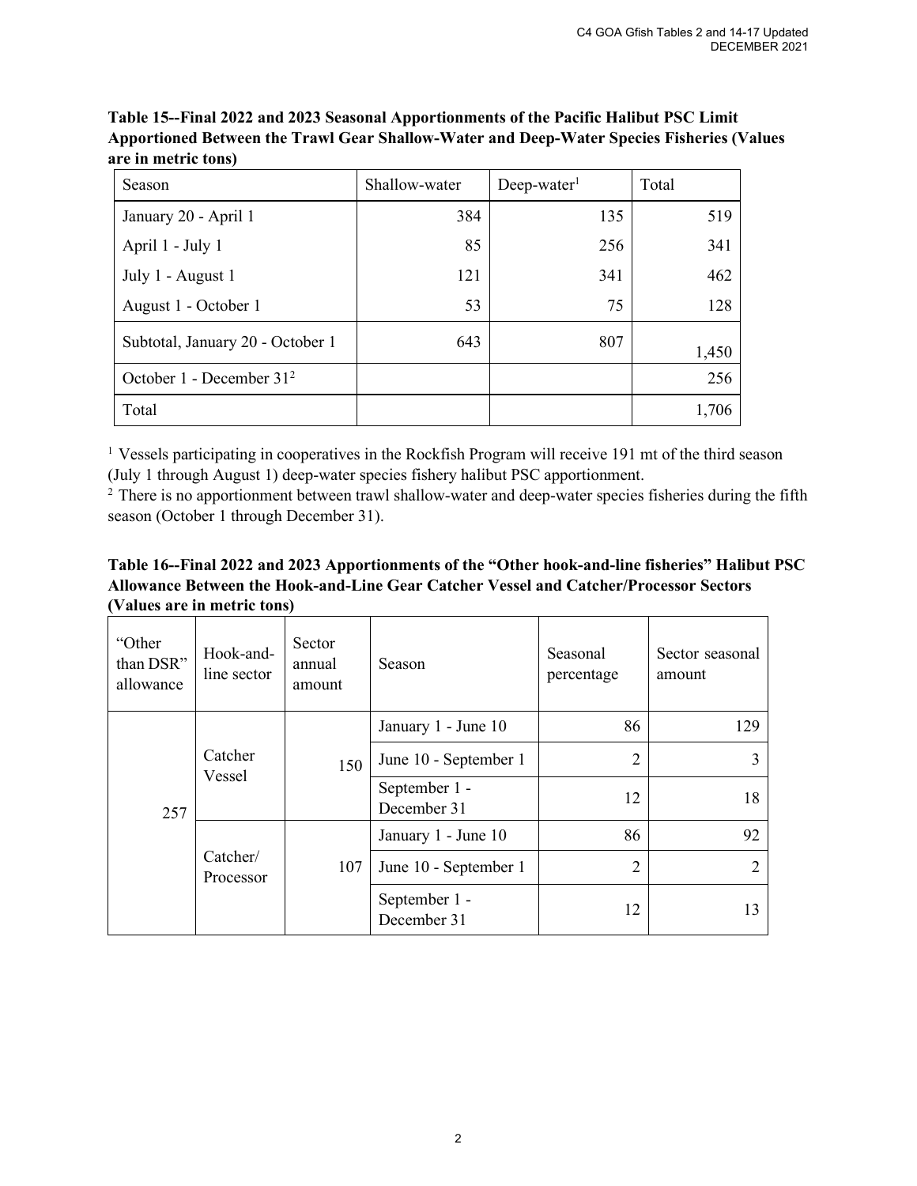**Table 15--Final 2022 and 2023 Seasonal Apportionments of the Pacific Halibut PSC Limit Apportioned Between the Trawl Gear Shallow-Water and Deep-Water Species Fisheries (Values are in metric tons)**

| Season | Shallow-water | Deep-water[1] | Total |
|---|---|---|---|
| January 20 - April 1 | 384 | 135 | 519 |
| April 1 - July 1 | 85 | 256 | 341 |
| July 1 - August 1 | 121 | 341 | 462 |
| August 1 - October 1 | 53 | 75 | 128 |
| Subtotal, January 20 - October 1 | 643 | 807 | 1,450 |
| October 1 - December 31[2] | | | 256 |
| Total | | | 1,706 |

[1] Vessels participating in cooperatives in the Rockfish Program will receive 191 mt of the third season (July 1 through August 1) deep-water species fishery halibut PSC apportionment.

[2] There is no apportionment between trawl shallow-water and deep-water species fisheries during the fifth season (October 1 through December 31).

**Table 16--Final 2022 and 2023 Apportionments of the "Other hook-and-line fisheries" Halibut PSC Allowance Between the Hook-and-Line Gear Catcher Vessel and Catcher/Processor Sectors (Values are in metric tons)**

| "Other than DSR" allowance | Hook-and-line sector | Sector annual amount | Season | Seasonal percentage | Sector seasonal amount |
|---|---|---|---|---|---|
| 257 | Catcher Vessel | 150 | January 1 - June 10 | 86 | 129 |
| | | | June 10 - September 1 | 2 | 3 |
| | | | September 1 - December 31 | 12 | 18 |
| | Catcher/ Processor | 107 | January 1 - June 10 | 86 | 92 |
| | | | June 10 - September 1 | 2 | 2 |
| | | | September 1 - December 31 | 12 | 13 |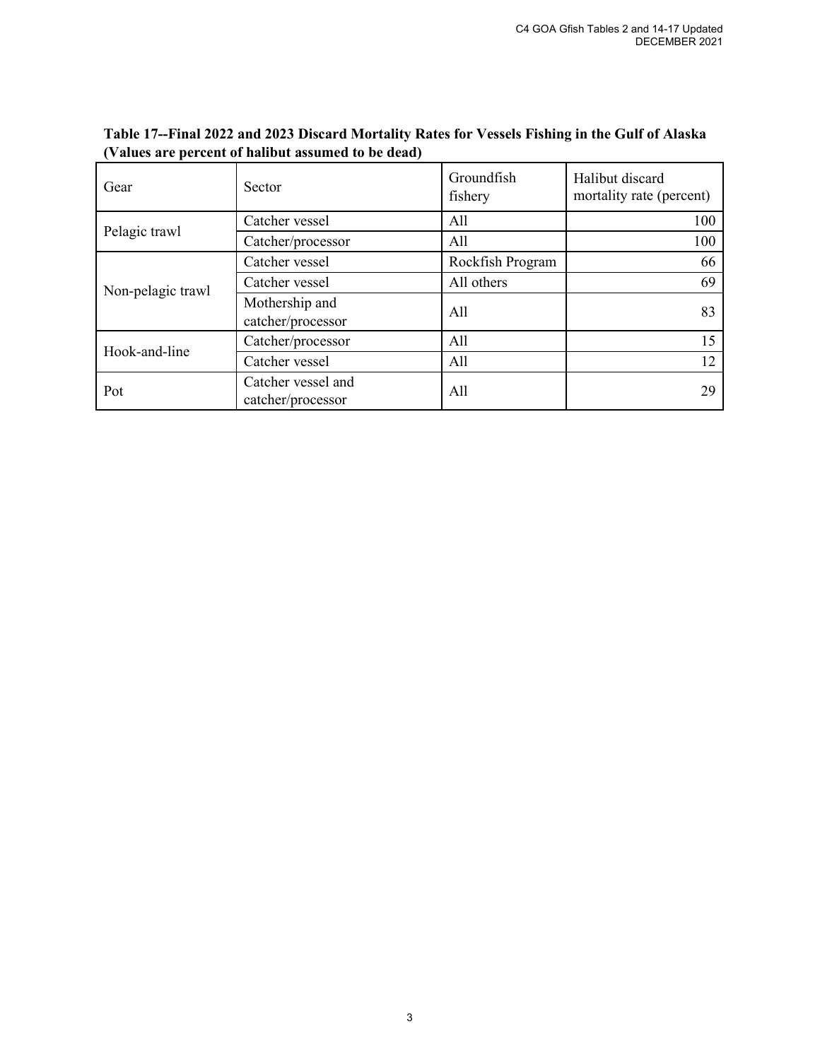**Table 17--Final 2022 and 2023 Discard Mortality Rates for Vessels Fishing in the Gulf of Alaska (Values are percent of halibut assumed to be dead)**

| Gear | Sector | Groundfish fishery | Halibut discard mortality rate (percent) |
|---|---|---|---|
| Pelagic trawl | Catcher vessel | All | 100 |
| | Catcher/processor | All | 100 |
| Non-pelagic trawl | Catcher vessel | Rockfish Program | 66 |
| | Catcher vessel | All others | 69 |
| | Mothership and catcher/processor | All | 83 |
| Hook-and-line | Catcher/processor | All | 15 |
| | Catcher vessel | All | 12 |
| Pot | Catcher vessel and catcher/processor | All | 29 |